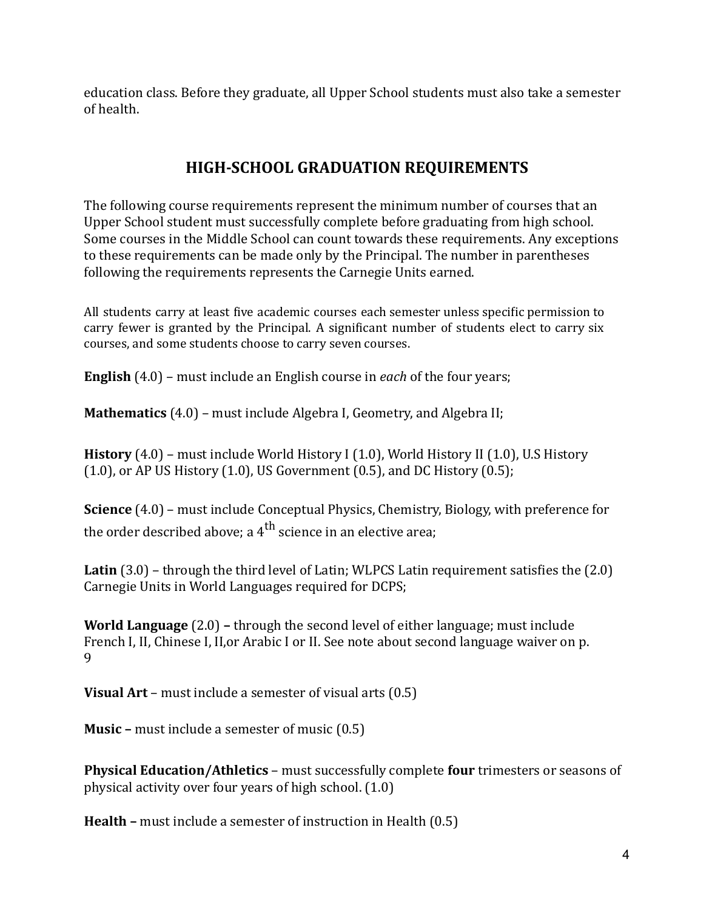education class. Before they graduate, all Upper School students must also take a semester of health.

## HIGH-SCHOOL GRADUATION REQUIREMENTS

The following course requirements represent the minimum number of courses that an Upper School student must successfully complete before graduating from high school. Some courses in the Middle School can count towards these requirements. Any exceptions to these requirements can be made only by the Principal. The number in parentheses following the requirements represents the Carnegie Units earned.

All students carry at least five academic courses each semester unless specific permission to carry fewer is granted by the Principal. A significant number of students elect to carry six courses, and some students choose to carry seven courses.

**English** (4.0) – must include an English course in *each* of the four years;

**Mathematics** (4.0) – must include Algebra I, Geometry, and Algebra II;

**History** (4.0) – must include World History I (1.0), World History II (1.0), U.S History (1.0), or AP US History (1.0), US Government (0.5), and DC History (0.5);

**Science** (4.0) – must include Conceptual Physics, Chemistry, Biology, with preference for the order described above; a 4th science in an elective area;

**Latin** (3.0) – through the third level of Latin; WLPCS Latin requirement satisfies the (2.0) Carnegie Units in World Languages required for DCPS;

**World Language** (2.0) **–** through the second level of either language; must include French I, II, Chinese I, II,or Arabic I or II. See note about second language waiver on p. 9

**Visual Art** – must include a semester of visual arts (0.5)

**Music –** must include a semester of music (0.5)

**Physical Education/Athletics** – must successfully complete **four** trimesters or seasons of physical activity over four years of high school. (1.0)

**Health –** must include a semester of instruction in Health (0.5)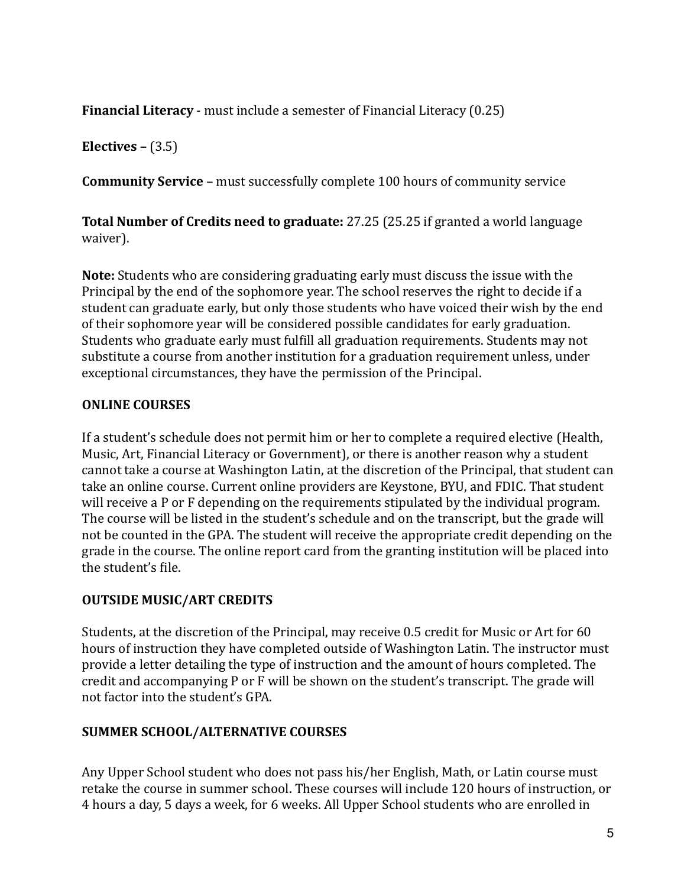**Financial Literacy** - must include a semester of Financial Literacy (0.25)

**Electives –** (3.5)

**Community Service** – must successfully complete 100 hours of community service

**Total Number of Credits need to graduate:** 27.25 (25.25 if granted a world language waiver).

**Note:** Students who are considering graduating early must discuss the issue with the Principal by the end of the sophomore year. The school reserves the right to decide if a student can graduate early, but only those students who have voiced their wish by the end of their sophomore year will be considered possible candidates for early graduation. Students who graduate early must fulfill all graduation requirements. Students may not substitute a course from another institution for a graduation requirement unless, under exceptional circumstances, they have the permission of the Principal.

**ONLINE COURSES**

If a student's schedule does not permit him or her to complete a required elective (Health, Music, Art, Financial Literacy or Government), or there is another reason why a student cannot take a course at Washington Latin, at the discretion of the Principal, that student can take an online course. Current online providers are Keystone, BYU, and FDIC. That student will receive a P or F depending on the requirements stipulated by the individual program. The course will be listed in the student's schedule and on the transcript, but the grade will not be counted in the GPA. The student will receive the appropriate credit depending on the grade in the course. The online report card from the granting institution will be placed into the student's file.

**OUTSIDE MUSIC/ART CREDITS**

Students, at the discretion of the Principal, may receive 0.5 credit for Music or Art for 60 hours of instruction they have completed outside of Washington Latin. The instructor must provide a letter detailing the type of instruction and the amount of hours completed. The credit and accompanying P or F will be shown on the student's transcript. The grade will not factor into the student's GPA.

**SUMMER SCHOOL/ALTERNATIVE COURSES**

Any Upper School student who does not pass his/her English, Math, or Latin course must retake the course in summer school. These courses will include 120 hours of instruction, or 4 hours a day, 5 days a week, for 6 weeks. All Upper School students who are enrolled in